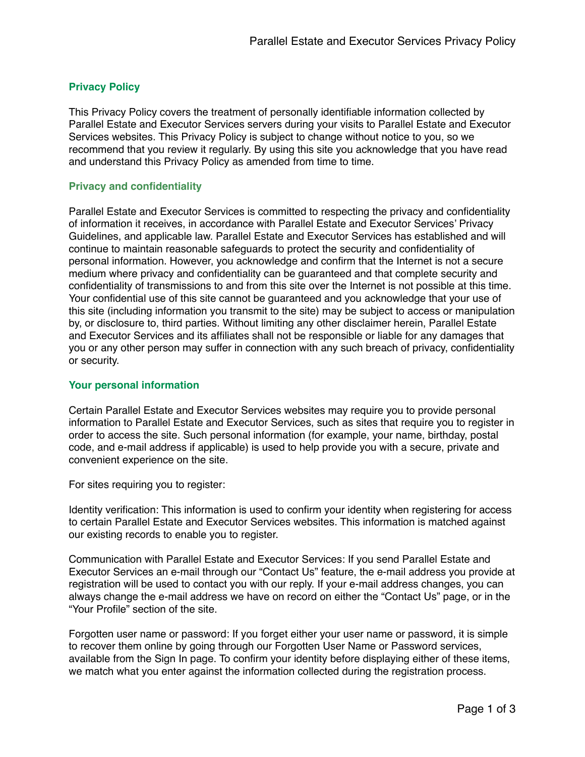## Privacy Policy

This Privacy Policy covers the treatment of personally identifiable information collected by Parallel Estate and Executor Services servers during your visits to Parallel Estate and Executor Services websites. This Privacy Policy is subject to change without notice to you, so we recommend that you review it regularly. By using this site you acknowledge that you have read and understand this Privacy Policy as amended from time to time.

### Privacy and confidentiality

Parallel Estate and Executor Services is committed to respecting the privacy and confidentiality of information it receives, in accordance with Parallel Estate and Executor Services' Privacy Guidelines, and applicable law. Parallel Estate and Executor Services has established and will continue to maintain reasonable safeguards to protect the security and confidentiality of personal information. However, you acknowledge and confirm that the Internet is not a secure medium where privacy and confidentiality can be guaranteed and that complete security and confidentiality of transmissions to and from this site over the Internet is not possible at this time. Your confidential use of this site cannot be guaranteed and you acknowledge that your use of this site (including information you transmit to the site) may be subject to access or manipulation by, or disclosure to, third parties. Without limiting any other disclaimer herein, Parallel Estate and Executor Services and its affiliates shall not be responsible or liable for any damages that you or any other person may suffer in connection with any such breach of privacy, confidentiality or security.

### Your personal information

Certain Parallel Estate and Executor Services websites may require you to provide personal information to Parallel Estate and Executor Services, such as sites that require you to register in order to access the site. Such personal information (for example, your name, birthday, postal code, and e-mail address if applicable) is used to help provide you with a secure, private and convenient experience on the site.

For sites requiring you to register:

Identity verification: This information is used to confirm your identity when registering for access to certain Parallel Estate and Executor Services websites. This information is matched against our existing records to enable you to register.

Communication with Parallel Estate and Executor Services: If you send Parallel Estate and Executor Services an e-mail through our "Contact Us" feature, the e-mail address you provide at registration will be used to contact you with our reply. If your e-mail address changes, you can always change the e-mail address we have on record on either the "Contact Us" page, or in the "Your Profile" section of the site.

Forgotten user name or password: If you forget either your user name or password, it is simple to recover them online by going through our Forgotten User Name or Password services, available from the Sign In page. To confirm your identity before displaying either of these items, we match what you enter against the information collected during the registration process.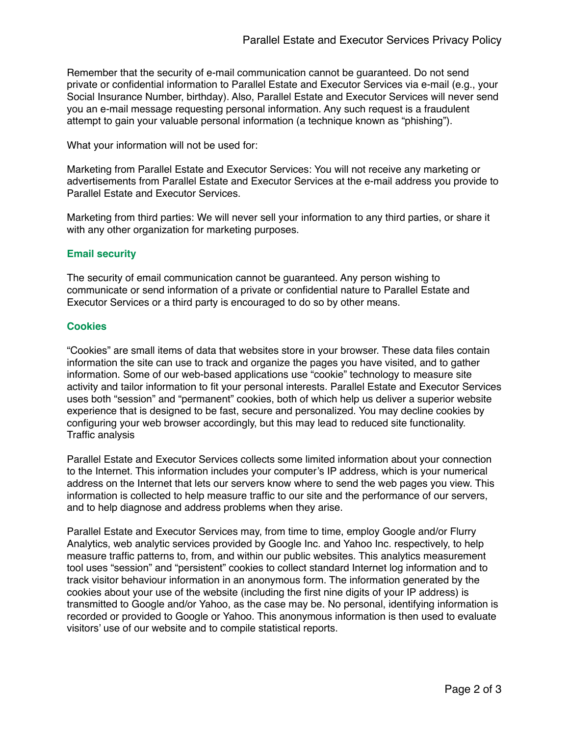Remember that the security of e-mail communication cannot be guaranteed. Do not send private or confidential information to Parallel Estate and Executor Services via e-mail (e.g., your Social Insurance Number, birthday). Also, Parallel Estate and Executor Services will never send you an e-mail message requesting personal information. Any such request is a fraudulent attempt to gain your valuable personal information (a technique known as "phishing").

What your information will not be used for:

Marketing from Parallel Estate and Executor Services: You will not receive any marketing or advertisements from Parallel Estate and Executor Services at the e-mail address you provide to Parallel Estate and Executor Services.

Marketing from third parties: We will never sell your information to any third parties, or share it with any other organization for marketing purposes.

### Email security

The security of email communication cannot be guaranteed. Any person wishing to communicate or send information of a private or confidential nature to Parallel Estate and Executor Services or a third party is encouraged to do so by other means.

### Cookies

"Cookies" are small items of data that websites store in your browser. These data files contain information the site can use to track and organize the pages you have visited, and to gather information. Some of our web-based applications use "cookie" technology to measure site activity and tailor information to fit your personal interests. Parallel Estate and Executor Services uses both "session" and "permanent" cookies, both of which help us deliver a superior website experience that is designed to be fast, secure and personalized. You may decline cookies by configuring your web browser accordingly, but this may lead to reduced site functionality.
Traffic analysis

Parallel Estate and Executor Services collects some limited information about your connection to the Internet. This information includes your computer's IP address, which is your numerical address on the Internet that lets our servers know where to send the web pages you view. This information is collected to help measure traffic to our site and the performance of our servers, and to help diagnose and address problems when they arise.

Parallel Estate and Executor Services may, from time to time, employ Google and/or Flurry Analytics, web analytic services provided by Google Inc. and Yahoo Inc. respectively, to help measure traffic patterns to, from, and within our public websites. This analytics measurement tool uses "session" and "persistent" cookies to collect standard Internet log information and to track visitor behaviour information in an anonymous form. The information generated by the cookies about your use of the website (including the first nine digits of your IP address) is transmitted to Google and/or Yahoo, as the case may be. No personal, identifying information is recorded or provided to Google or Yahoo. This anonymous information is then used to evaluate visitors' use of our website and to compile statistical reports.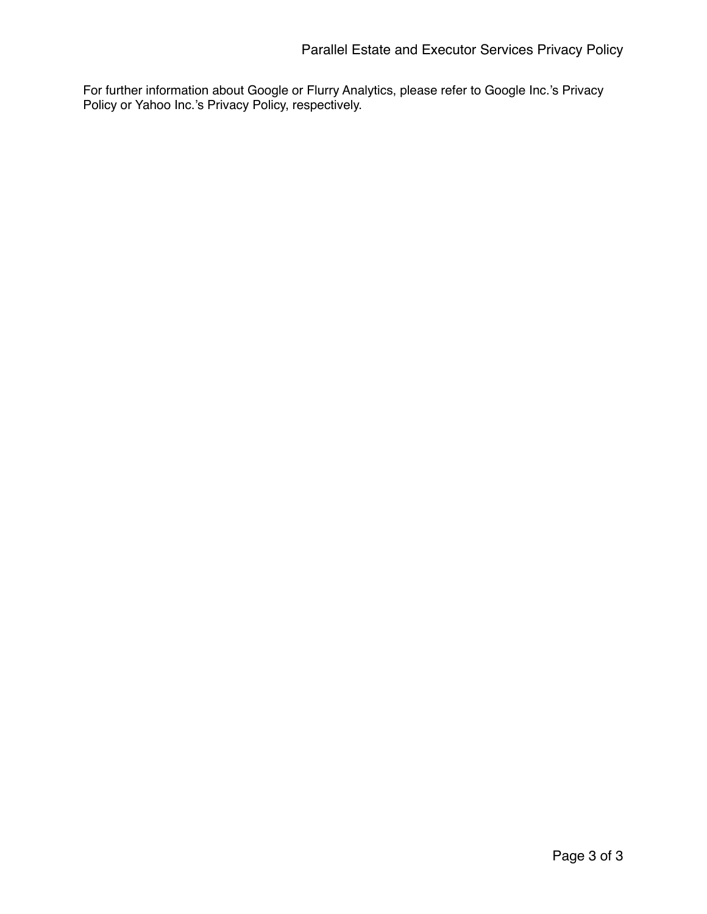For further information about Google or Flurry Analytics, please refer to Google Inc.'s Privacy Policy or Yahoo Inc.'s Privacy Policy, respectively.